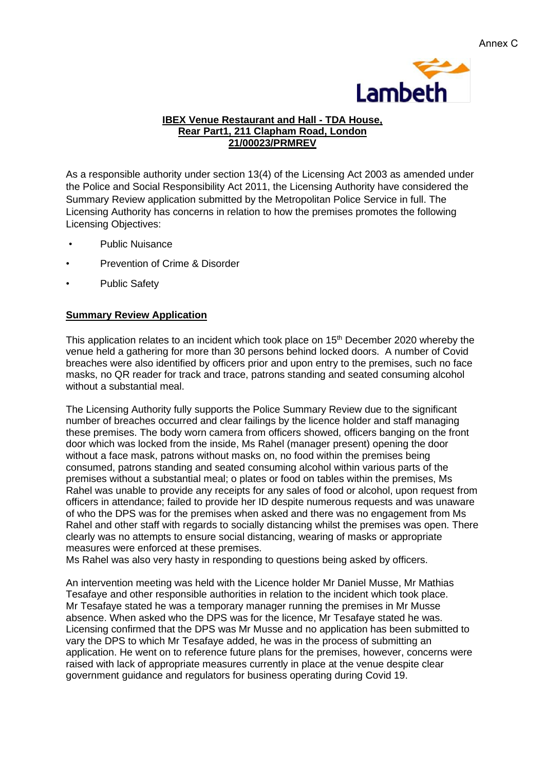Annex C

Lambeth

**IBEX Venue Restaurant and Hall - TDA House, Rear Part1, 211 Clapham Road, London 21/00023/PRMREV**

As a responsible authority under section 13(4) of the Licensing Act 2003 as amended under the Police and Social Responsibility Act 2011, the Licensing Authority have considered the Summary Review application submitted by the Metropolitan Police Service in full. The Licensing Authority has concerns in relation to how the premises promotes the following Licensing Objectives:

- Public Nuisance
- Prevention of Crime & Disorder
- Public Safety

**Summary Review Application**

This application relates to an incident which took place on 15th December 2020 whereby the venue held a gathering for more than 30 persons behind locked doors. A number of Covid breaches were also identified by officers prior and upon entry to the premises, such no face masks, no QR reader for track and trace, patrons standing and seated consuming alcohol without a substantial meal.

The Licensing Authority fully supports the Police Summary Review due to the significant number of breaches occurred and clear failings by the licence holder and staff managing these premises. The body worn camera from officers showed, officers banging on the front door which was locked from the inside, Ms Rahel (manager present) opening the door without a face mask, patrons without masks on, no food within the premises being consumed, patrons standing and seated consuming alcohol within various parts of the premises without a substantial meal; o plates or food on tables within the premises, Ms Rahel was unable to provide any receipts for any sales of food or alcohol, upon request from officers in attendance; failed to provide her ID despite numerous requests and was unaware of who the DPS was for the premises when asked and there was no engagement from Ms Rahel and other staff with regards to socially distancing whilst the premises was open. There clearly was no attempts to ensure social distancing, wearing of masks or appropriate measures were enforced at these premises.
Ms Rahel was also very hasty in responding to questions being asked by officers.

An intervention meeting was held with the Licence holder Mr Daniel Musse, Mr Mathias Tesafaye and other responsible authorities in relation to the incident which took place. Mr Tesafaye stated he was a temporary manager running the premises in Mr Musse absence. When asked who the DPS was for the licence, Mr Tesafaye stated he was. Licensing confirmed that the DPS was Mr Musse and no application has been submitted to vary the DPS to which Mr Tesafaye added, he was in the process of submitting an application. He went on to reference future plans for the premises, however, concerns were raised with lack of appropriate measures currently in place at the venue despite clear government guidance and regulators for business operating during Covid 19.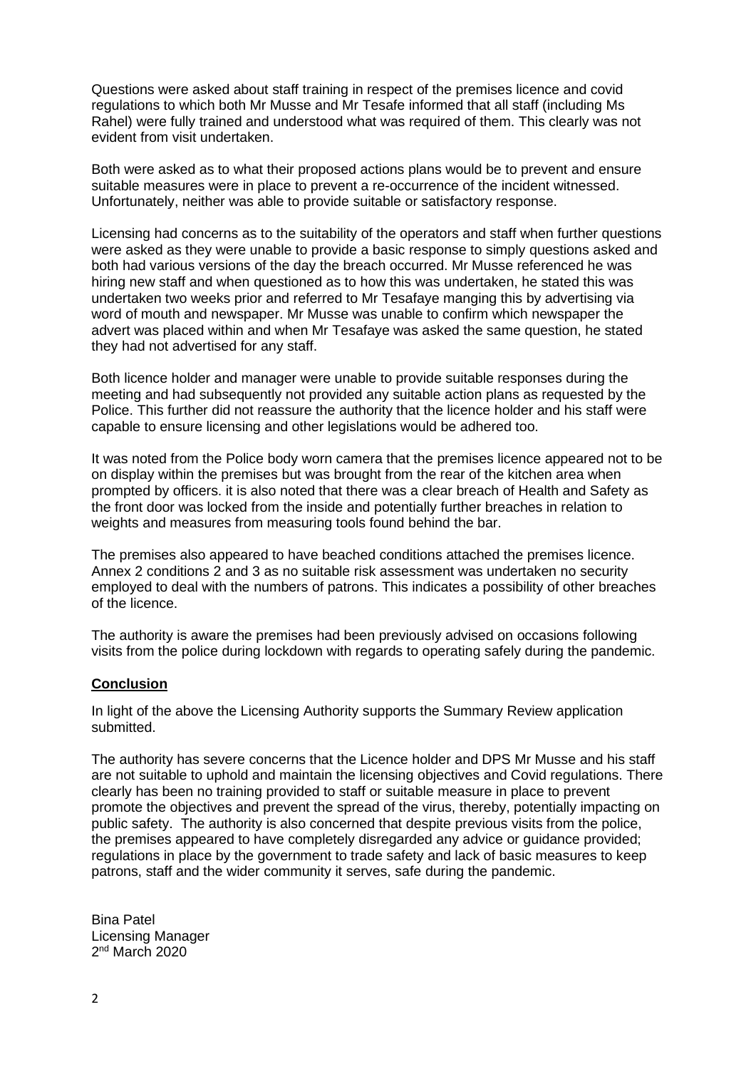Questions were asked about staff training in respect of the premises licence and covid regulations to which both Mr Musse and Mr Tesafe informed that all staff (including Ms Rahel) were fully trained and understood what was required of them. This clearly was not evident from visit undertaken.

Both were asked as to what their proposed actions plans would be to prevent and ensure suitable measures were in place to prevent a re-occurrence of the incident witnessed. Unfortunately, neither was able to provide suitable or satisfactory response.

Licensing had concerns as to the suitability of the operators and staff when further questions were asked as they were unable to provide a basic response to simply questions asked and both had various versions of the day the breach occurred. Mr Musse referenced he was hiring new staff and when questioned as to how this was undertaken, he stated this was undertaken two weeks prior and referred to Mr Tesafaye manging this by advertising via word of mouth and newspaper. Mr Musse was unable to confirm which newspaper the advert was placed within and when Mr Tesafaye was asked the same question, he stated they had not advertised for any staff.

Both licence holder and manager were unable to provide suitable responses during the meeting and had subsequently not provided any suitable action plans as requested by the Police. This further did not reassure the authority that the licence holder and his staff were capable to ensure licensing and other legislations would be adhered too.

It was noted from the Police body worn camera that the premises licence appeared not to be on display within the premises but was brought from the rear of the kitchen area when prompted by officers. it is also noted that there was a clear breach of Health and Safety as the front door was locked from the inside and potentially further breaches in relation to weights and measures from measuring tools found behind the bar.

The premises also appeared to have beached conditions attached the premises licence. Annex 2 conditions 2 and 3 as no suitable risk assessment was undertaken no security employed to deal with the numbers of patrons. This indicates a possibility of other breaches of the licence.

The authority is aware the premises had been previously advised on occasions following visits from the police during lockdown with regards to operating safely during the pandemic.

**Conclusion**

In light of the above the Licensing Authority supports the Summary Review application submitted.

The authority has severe concerns that the Licence holder and DPS Mr Musse and his staff are not suitable to uphold and maintain the licensing objectives and Covid regulations. There clearly has been no training provided to staff or suitable measure in place to prevent promote the objectives and prevent the spread of the virus, thereby, potentially impacting on public safety. The authority is also concerned that despite previous visits from the police, the premises appeared to have completely disregarded any advice or guidance provided; regulations in place by the government to trade safety and lack of basic measures to keep patrons, staff and the wider community it serves, safe during the pandemic.

Bina Patel
Licensing Manager
2nd March 2020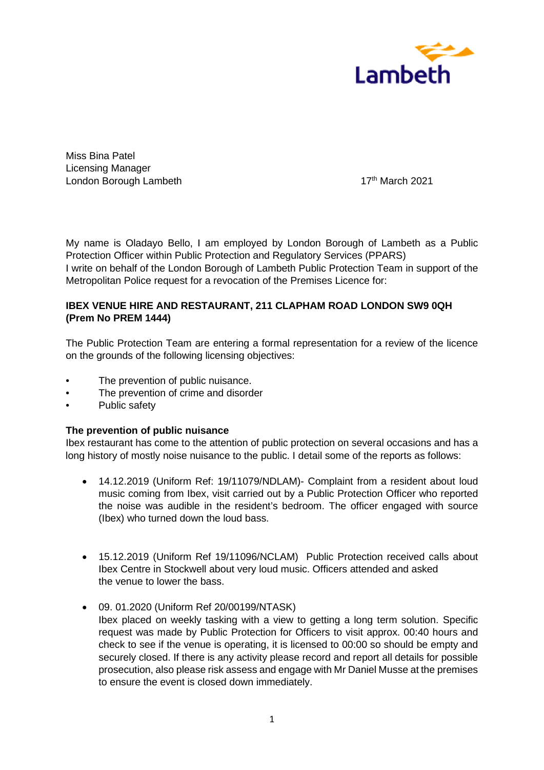Miss Bina Patel
Licensing Manager
London Borough Lambeth

17th March 2021

My name is Oladayo Bello, I am employed by London Borough of Lambeth as a Public Protection Officer within Public Protection and Regulatory Services (PPARS)
I write on behalf of the London Borough of Lambeth Public Protection Team in support of the Metropolitan Police request for a revocation of the Premises Licence for:

**IBEX VENUE HIRE AND RESTAURANT, 211 CLAPHAM ROAD LONDON SW9 0QH (Prem No PREM 1444)**

The Public Protection Team are entering a formal representation for a review of the licence on the grounds of the following licensing objectives:

- The prevention of public nuisance.
- The prevention of crime and disorder
- Public safety

**The prevention of public nuisance**
Ibex restaurant has come to the attention of public protection on several occasions and has a long history of mostly noise nuisance to the public. I detail some of the reports as follows:

- 14.12.2019 (Uniform Ref: 19/11079/NDLAM)- Complaint from a resident about loud music coming from Ibex, visit carried out by a Public Protection Officer who reported the noise was audible in the resident's bedroom. The officer engaged with source (Ibex) who turned down the loud bass.

- 15.12.2019 (Uniform Ref 19/11096/NCLAM) Public Protection received calls about Ibex Centre in Stockwell about very loud music. Officers attended and asked the venue to lower the bass.

- 09. 01.2020 (Uniform Ref 20/00199/NTASK)
  Ibex placed on weekly tasking with a view to getting a long term solution. Specific request was made by Public Protection for Officers to visit approx. 00:40 hours and check to see if the venue is operating, it is licensed to 00:00 so should be empty and securely closed. If there is any activity please record and report all details for possible prosecution, also please risk assess and engage with Mr Daniel Musse at the premises to ensure the event is closed down immediately.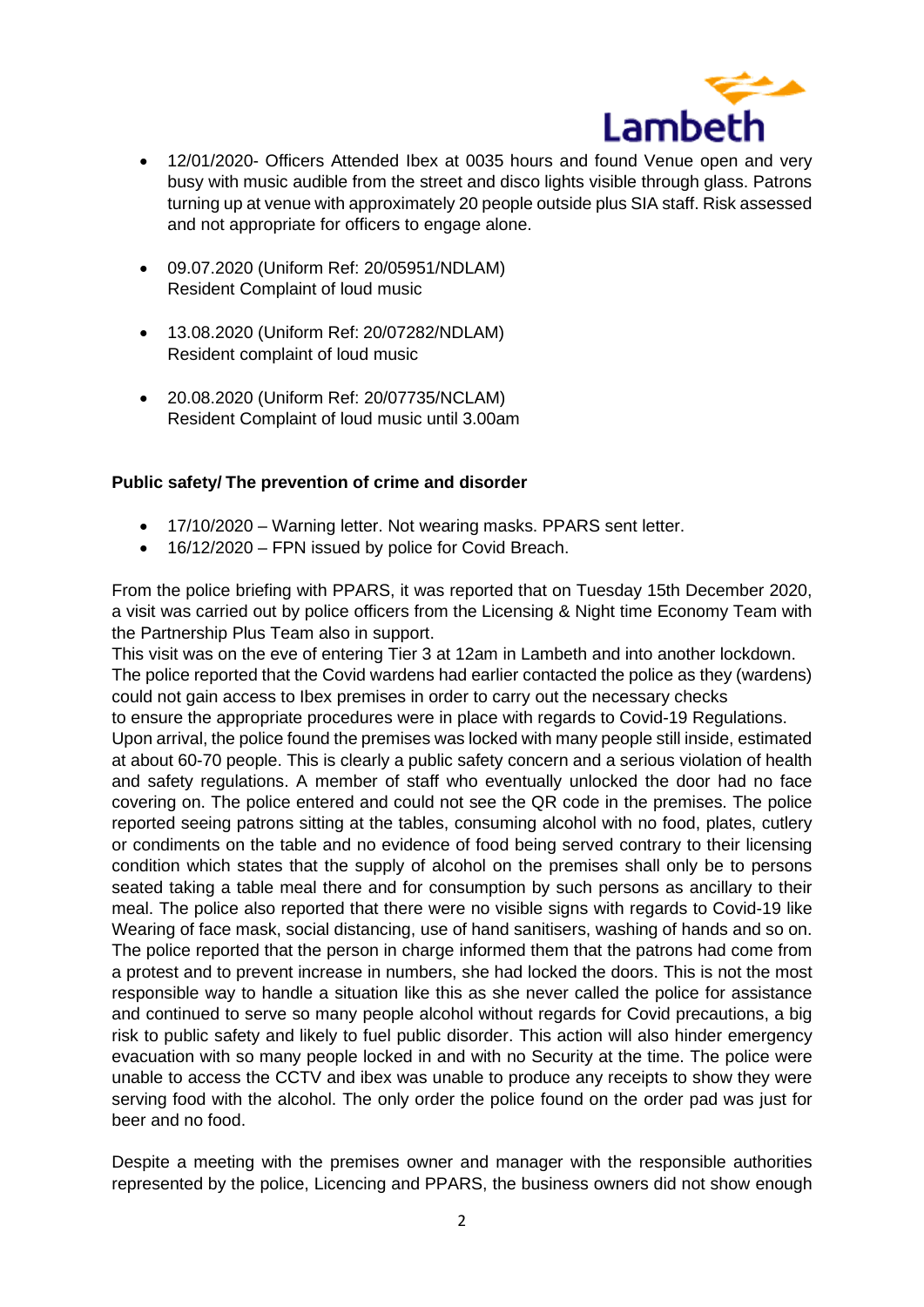- 12/01/2020- Officers Attended Ibex at 0035 hours and found Venue open and very busy with music audible from the street and disco lights visible through glass. Patrons turning up at venue with approximately 20 people outside plus SIA staff. Risk assessed and not appropriate for officers to engage alone.

- 09.07.2020 (Uniform Ref: 20/05951/NDLAM)
  Resident Complaint of loud music

- 13.08.2020 (Uniform Ref: 20/07282/NDLAM)
  Resident complaint of loud music

- 20.08.2020 (Uniform Ref: 20/07735/NCLAM)
  Resident Complaint of loud music until 3.00am

**Public safety/ The prevention of crime and disorder**

- 17/10/2020 – Warning letter. Not wearing masks. PPARS sent letter.
- 16/12/2020 – FPN issued by police for Covid Breach.

From the police briefing with PPARS, it was reported that on Tuesday 15th December 2020, a visit was carried out by police officers from the Licensing & Night time Economy Team with the Partnership Plus Team also in support.
This visit was on the eve of entering Tier 3 at 12am in Lambeth and into another lockdown. The police reported that the Covid wardens had earlier contacted the police as they (wardens) could not gain access to Ibex premises in order to carry out the necessary checks to ensure the appropriate procedures were in place with regards to Covid-19 Regulations.
Upon arrival, the police found the premises was locked with many people still inside, estimated at about 60-70 people. This is clearly a public safety concern and a serious violation of health and safety regulations. A member of staff who eventually unlocked the door had no face covering on. The police entered and could not see the QR code in the premises. The police reported seeing patrons sitting at the tables, consuming alcohol with no food, plates, cutlery or condiments on the table and no evidence of food being served contrary to their licensing condition which states that the supply of alcohol on the premises shall only be to persons seated taking a table meal there and for consumption by such persons as ancillary to their meal. The police also reported that there were no visible signs with regards to Covid-19 like Wearing of face mask, social distancing, use of hand sanitisers, washing of hands and so on. The police reported that the person in charge informed them that the patrons had come from a protest and to prevent increase in numbers, she had locked the doors. This is not the most responsible way to handle a situation like this as she never called the police for assistance and continued to serve so many people alcohol without regards for Covid precautions, a big risk to public safety and likely to fuel public disorder. This action will also hinder emergency evacuation with so many people locked in and with no Security at the time. The police were unable to access the CCTV and ibex was unable to produce any receipts to show they were serving food with the alcohol. The only order the police found on the order pad was just for beer and no food.

Despite a meeting with the premises owner and manager with the responsible authorities represented by the police, Licencing and PPARS, the business owners did not show enough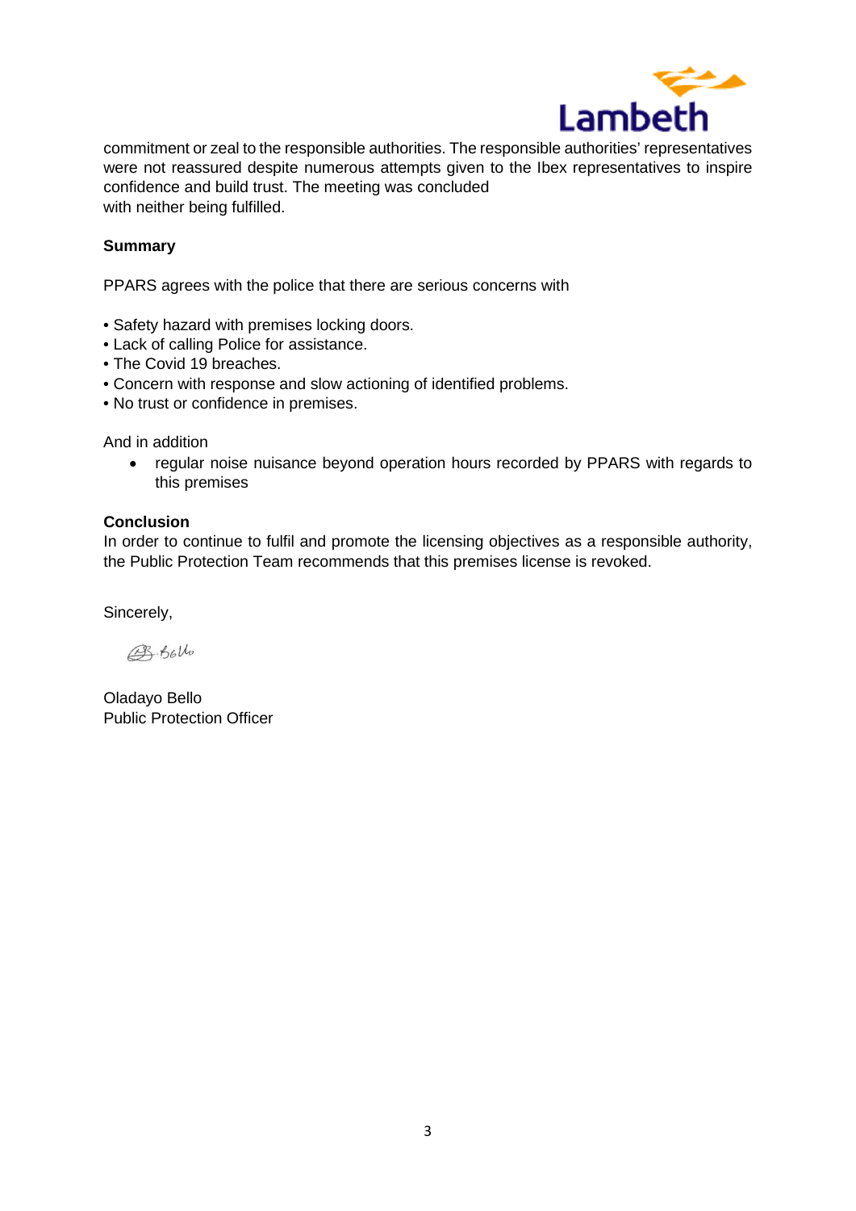commitment or zeal to the responsible authorities. The responsible authorities' representatives were not reassured despite numerous attempts given to the Ibex representatives to inspire confidence and build trust. The meeting was concluded
with neither being fulfilled.

**Summary**

PPARS agrees with the police that there are serious concerns with

- Safety hazard with premises locking doors.
- Lack of calling Police for assistance.
- The Covid 19 breaches.
- Concern with response and slow actioning of identified problems.
- No trust or confidence in premises.

And in addition

- regular noise nuisance beyond operation hours recorded by PPARS with regards to this premises

**Conclusion**
In order to continue to fulfil and promote the licensing objectives as a responsible authority, the Public Protection Team recommends that this premises license is revoked.

Sincerely,

Oladayo Bello
Public Protection Officer